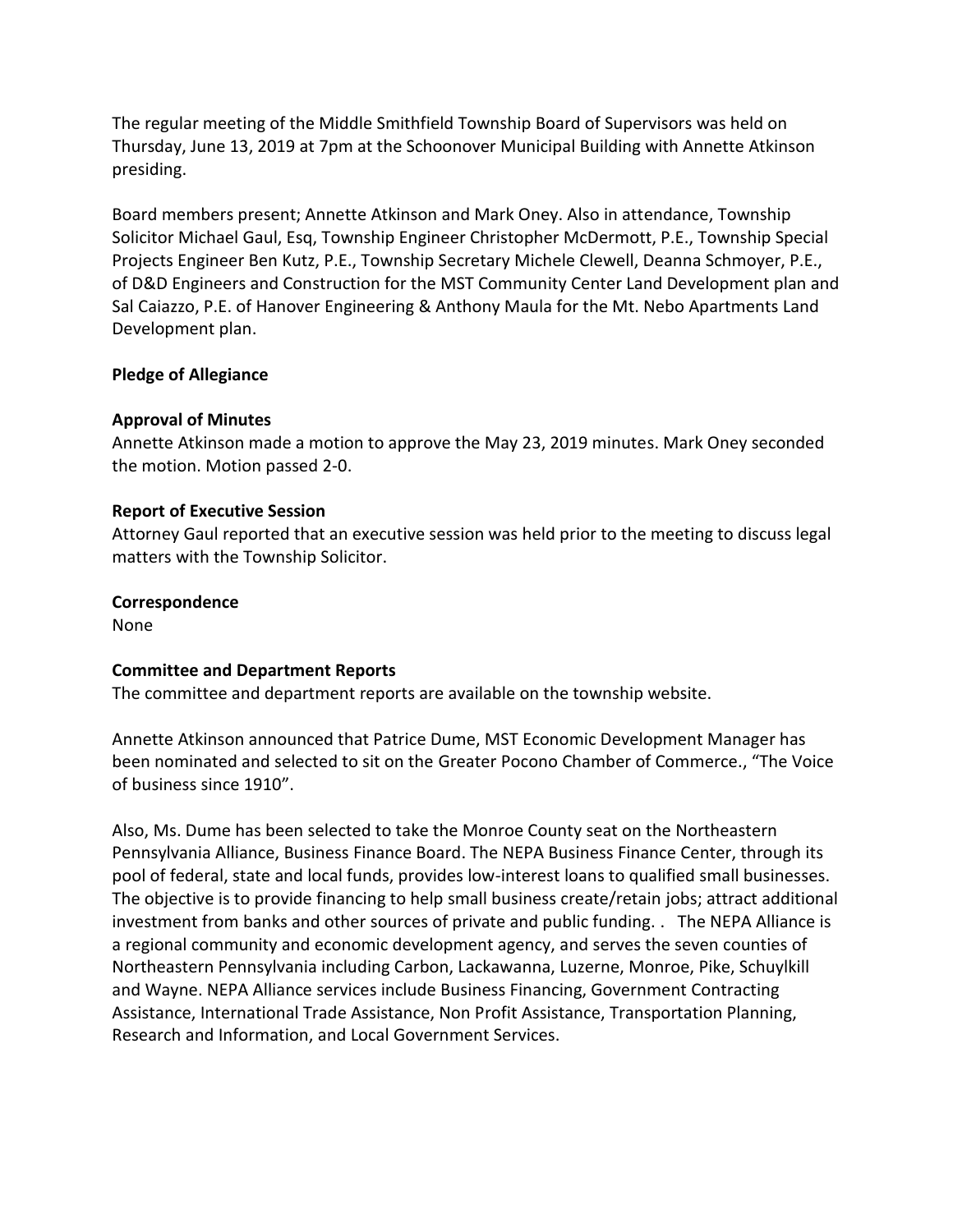The regular meeting of the Middle Smithfield Township Board of Supervisors was held on Thursday, June 13, 2019 at 7pm at the Schoonover Municipal Building with Annette Atkinson presiding.

Board members present; Annette Atkinson and Mark Oney. Also in attendance, Township Solicitor Michael Gaul, Esq, Township Engineer Christopher McDermott, P.E., Township Special Projects Engineer Ben Kutz, P.E., Township Secretary Michele Clewell, Deanna Schmoyer, P.E., of D&D Engineers and Construction for the MST Community Center Land Development plan and Sal Caiazzo, P.E. of Hanover Engineering & Anthony Maula for the Mt. Nebo Apartments Land Development plan.

**Pledge of Allegiance**

**Approval of Minutes**

Annette Atkinson made a motion to approve the May 23, 2019 minutes. Mark Oney seconded the motion. Motion passed 2-0.

**Report of Executive Session**

Attorney Gaul reported that an executive session was held prior to the meeting to discuss legal matters with the Township Solicitor.

**Correspondence**

None

**Committee and Department Reports**

The committee and department reports are available on the township website.

Annette Atkinson announced that Patrice Dume, MST Economic Development Manager has been nominated and selected to sit on the Greater Pocono Chamber of Commerce., "The Voice of business since 1910".

Also, Ms. Dume has been selected to take the Monroe County seat on the Northeastern Pennsylvania Alliance, Business Finance Board. The NEPA Business Finance Center, through its pool of federal, state and local funds, provides low-interest loans to qualified small businesses. The objective is to provide financing to help small business create/retain jobs; attract additional investment from banks and other sources of private and public funding. . The NEPA Alliance is a regional community and economic development agency, and serves the seven counties of Northeastern Pennsylvania including Carbon, Lackawanna, Luzerne, Monroe, Pike, Schuylkill and Wayne. NEPA Alliance services include Business Financing, Government Contracting Assistance, International Trade Assistance, Non Profit Assistance, Transportation Planning, Research and Information, and Local Government Services.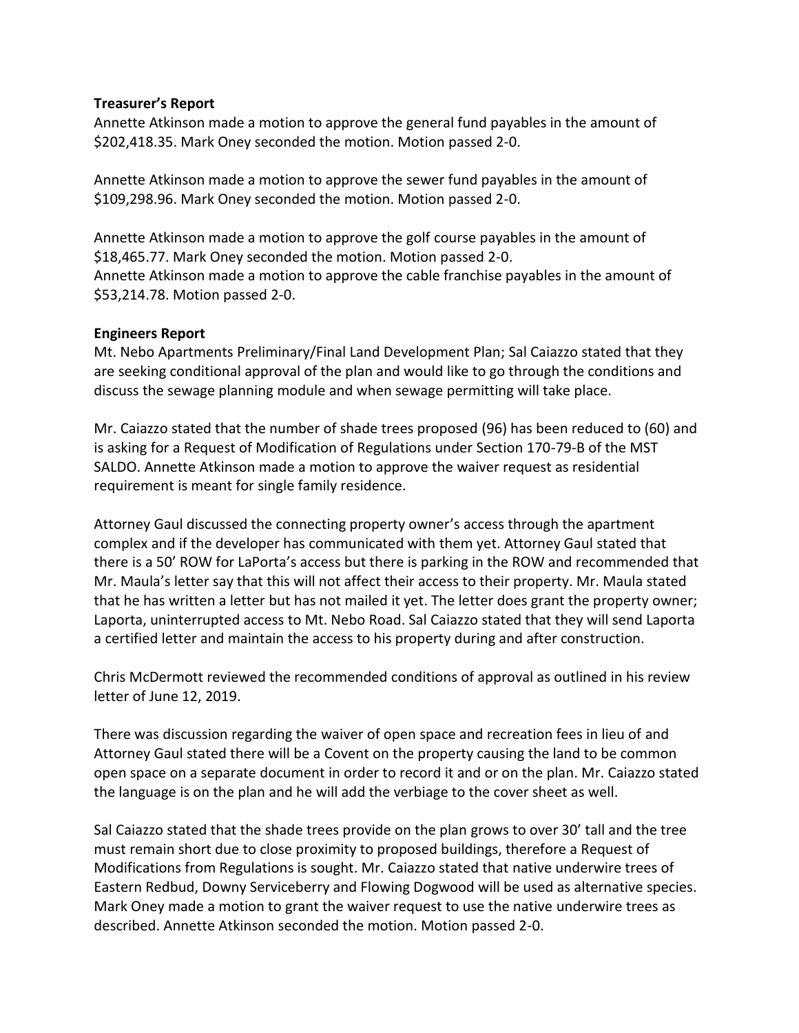**Treasurer's Report**

Annette Atkinson made a motion to approve the general fund payables in the amount of $202,418.35. Mark Oney seconded the motion. Motion passed 2-0.

Annette Atkinson made a motion to approve the sewer fund payables in the amount of $109,298.96. Mark Oney seconded the motion. Motion passed 2-0.

Annette Atkinson made a motion to approve the golf course payables in the amount of $18,465.77. Mark Oney seconded the motion. Motion passed 2-0.
Annette Atkinson made a motion to approve the cable franchise payables in the amount of $53,214.78. Motion passed 2-0.

**Engineers Report**

Mt. Nebo Apartments Preliminary/Final Land Development Plan; Sal Caiazzo stated that they are seeking conditional approval of the plan and would like to go through the conditions and discuss the sewage planning module and when sewage permitting will take place.

Mr. Caiazzo stated that the number of shade trees proposed (96) has been reduced to (60) and is asking for a Request of Modification of Regulations under Section 170-79-B of the MST SALDO. Annette Atkinson made a motion to approve the waiver request as residential requirement is meant for single family residence.

Attorney Gaul discussed the connecting property owner's access through the apartment complex and if the developer has communicated with them yet. Attorney Gaul stated that there is a 50' ROW for LaPorta's access but there is parking in the ROW and recommended that Mr. Maula's letter say that this will not affect their access to their property. Mr. Maula stated that he has written a letter but has not mailed it yet. The letter does grant the property owner; Laporta, uninterrupted access to Mt. Nebo Road. Sal Caiazzo stated that they will send Laporta a certified letter and maintain the access to his property during and after construction.

Chris McDermott reviewed the recommended conditions of approval as outlined in his review letter of June 12, 2019.

There was discussion regarding the waiver of open space and recreation fees in lieu of and Attorney Gaul stated there will be a Covent on the property causing the land to be common open space on a separate document in order to record it and or on the plan. Mr. Caiazzo stated the language is on the plan and he will add the verbiage to the cover sheet as well.

Sal Caiazzo stated that the shade trees provide on the plan grows to over 30' tall and the tree must remain short due to close proximity to proposed buildings, therefore a Request of Modifications from Regulations is sought. Mr. Caiazzo stated that native underwire trees of Eastern Redbud, Downy Serviceberry and Flowing Dogwood will be used as alternative species. Mark Oney made a motion to grant the waiver request to use the native underwire trees as described. Annette Atkinson seconded the motion. Motion passed 2-0.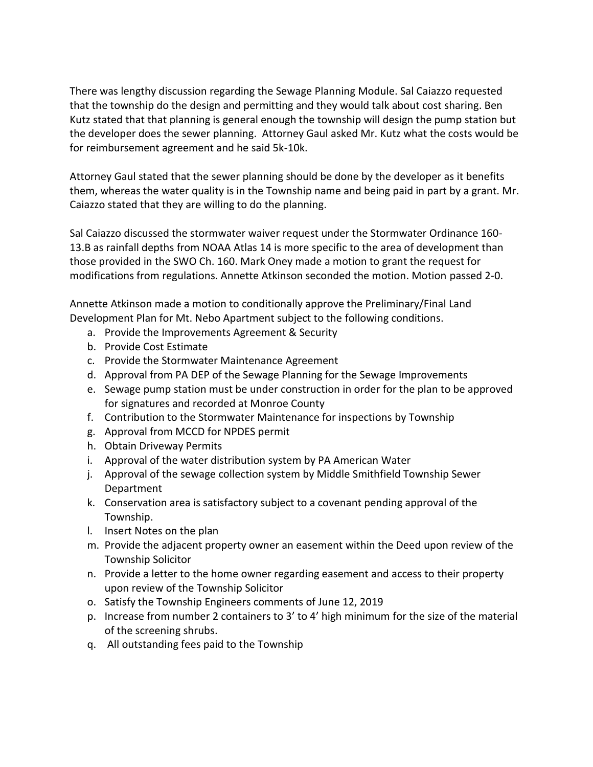There was lengthy discussion regarding the Sewage Planning Module. Sal Caiazzo requested that the township do the design and permitting and they would talk about cost sharing. Ben Kutz stated that that planning is general enough the township will design the pump station but the developer does the sewer planning. Attorney Gaul asked Mr. Kutz what the costs would be for reimbursement agreement and he said 5k-10k.

Attorney Gaul stated that the sewer planning should be done by the developer as it benefits them, whereas the water quality is in the Township name and being paid in part by a grant. Mr. Caiazzo stated that they are willing to do the planning.

Sal Caiazzo discussed the stormwater waiver request under the Stormwater Ordinance 160-13.B as rainfall depths from NOAA Atlas 14 is more specific to the area of development than those provided in the SWO Ch. 160. Mark Oney made a motion to grant the request for modifications from regulations. Annette Atkinson seconded the motion. Motion passed 2-0.

Annette Atkinson made a motion to conditionally approve the Preliminary/Final Land Development Plan for Mt. Nebo Apartment subject to the following conditions.

a. Provide the Improvements Agreement & Security
b. Provide Cost Estimate
c. Provide the Stormwater Maintenance Agreement
d. Approval from PA DEP of the Sewage Planning for the Sewage Improvements
e. Sewage pump station must be under construction in order for the plan to be approved for signatures and recorded at Monroe County
f. Contribution to the Stormwater Maintenance for inspections by Township
g. Approval from MCCD for NPDES permit
h. Obtain Driveway Permits
i. Approval of the water distribution system by PA American Water
j. Approval of the sewage collection system by Middle Smithfield Township Sewer Department
k. Conservation area is satisfactory subject to a covenant pending approval of the Township.
l. Insert Notes on the plan
m. Provide the adjacent property owner an easement within the Deed upon review of the Township Solicitor
n. Provide a letter to the home owner regarding easement and access to their property upon review of the Township Solicitor
o. Satisfy the Township Engineers comments of June 12, 2019
p. Increase from number 2 containers to 3' to 4' high minimum for the size of the material of the screening shrubs.
q. All outstanding fees paid to the Township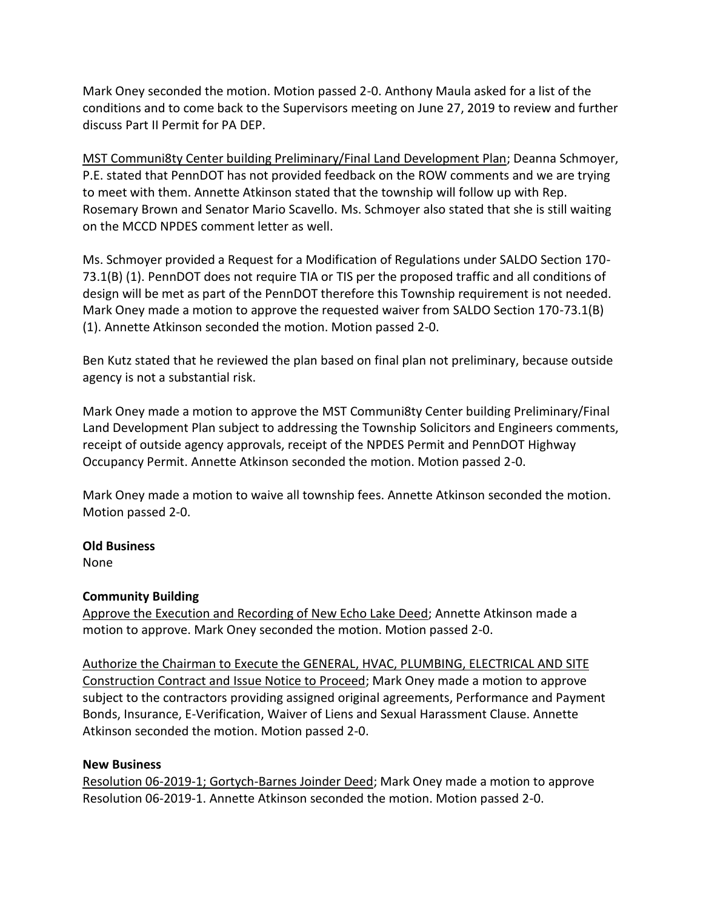Mark Oney seconded the motion. Motion passed 2-0. Anthony Maula asked for a list of the conditions and to come back to the Supervisors meeting on June 27, 2019 to review and further discuss Part II Permit for PA DEP.

MST Communi8ty Center building Preliminary/Final Land Development Plan; Deanna Schmoyer, P.E. stated that PennDOT has not provided feedback on the ROW comments and we are trying to meet with them. Annette Atkinson stated that the township will follow up with Rep. Rosemary Brown and Senator Mario Scavello. Ms. Schmoyer also stated that she is still waiting on the MCCD NPDES comment letter as well.

Ms. Schmoyer provided a Request for a Modification of Regulations under SALDO Section 170-73.1(B) (1). PennDOT does not require TIA or TIS per the proposed traffic and all conditions of design will be met as part of the PennDOT therefore this Township requirement is not needed. Mark Oney made a motion to approve the requested waiver from SALDO Section 170-73.1(B) (1). Annette Atkinson seconded the motion. Motion passed 2-0.

Ben Kutz stated that he reviewed the plan based on final plan not preliminary, because outside agency is not a substantial risk.

Mark Oney made a motion to approve the MST Communi8ty Center building Preliminary/Final Land Development Plan subject to addressing the Township Solicitors and Engineers comments, receipt of outside agency approvals, receipt of the NPDES Permit and PennDOT Highway Occupancy Permit. Annette Atkinson seconded the motion. Motion passed 2-0.

Mark Oney made a motion to waive all township fees. Annette Atkinson seconded the motion. Motion passed 2-0.

**Old Business**

None

**Community Building**

Approve the Execution and Recording of New Echo Lake Deed; Annette Atkinson made a motion to approve. Mark Oney seconded the motion. Motion passed 2-0.

Authorize the Chairman to Execute the GENERAL, HVAC, PLUMBING, ELECTRICAL AND SITE Construction Contract and Issue Notice to Proceed; Mark Oney made a motion to approve subject to the contractors providing assigned original agreements, Performance and Payment Bonds, Insurance, E-Verification, Waiver of Liens and Sexual Harassment Clause. Annette Atkinson seconded the motion. Motion passed 2-0.

**New Business**

Resolution 06-2019-1; Gortych-Barnes Joinder Deed; Mark Oney made a motion to approve Resolution 06-2019-1. Annette Atkinson seconded the motion. Motion passed 2-0.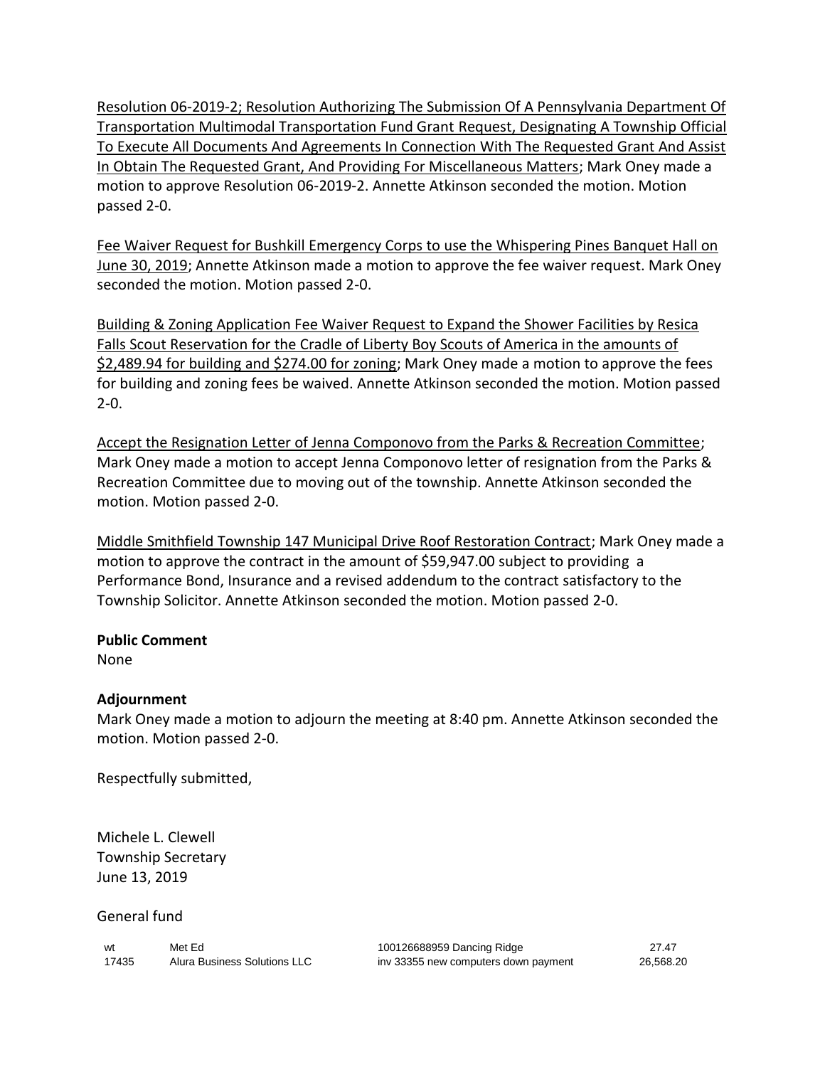Resolution 06-2019-2; Resolution Authorizing The Submission Of A Pennsylvania Department Of Transportation Multimodal Transportation Fund Grant Request, Designating A Township Official To Execute All Documents And Agreements In Connection With The Requested Grant And Assist In Obtain The Requested Grant, And Providing For Miscellaneous Matters; Mark Oney made a motion to approve Resolution 06-2019-2. Annette Atkinson seconded the motion. Motion passed 2-0.

Fee Waiver Request for Bushkill Emergency Corps to use the Whispering Pines Banquet Hall on June 30, 2019; Annette Atkinson made a motion to approve the fee waiver request. Mark Oney seconded the motion. Motion passed 2-0.

Building & Zoning Application Fee Waiver Request to Expand the Shower Facilities by Resica Falls Scout Reservation for the Cradle of Liberty Boy Scouts of America in the amounts of $2,489.94 for building and $274.00 for zoning; Mark Oney made a motion to approve the fees for building and zoning fees be waived. Annette Atkinson seconded the motion. Motion passed 2-0.

Accept the Resignation Letter of Jenna Componovo from the Parks & Recreation Committee; Mark Oney made a motion to accept Jenna Componovo letter of resignation from the Parks & Recreation Committee due to moving out of the township. Annette Atkinson seconded the motion. Motion passed 2-0.

Middle Smithfield Township 147 Municipal Drive Roof Restoration Contract; Mark Oney made a motion to approve the contract in the amount of $59,947.00 subject to providing a Performance Bond, Insurance and a revised addendum to the contract satisfactory to the Township Solicitor. Annette Atkinson seconded the motion. Motion passed 2-0.

**Public Comment**
None

**Adjournment**
Mark Oney made a motion to adjourn the meeting at 8:40 pm. Annette Atkinson seconded the motion. Motion passed 2-0.

Respectfully submitted,

Michele L. Clewell
Township Secretary
June 13, 2019

General fund

| | | | |
|---|---|---|---|
| wt | Met Ed | 100126688959 Dancing Ridge | 27.47 |
| 17435 | Alura Business Solutions LLC | inv 33355 new computers down payment | 26,568.20 |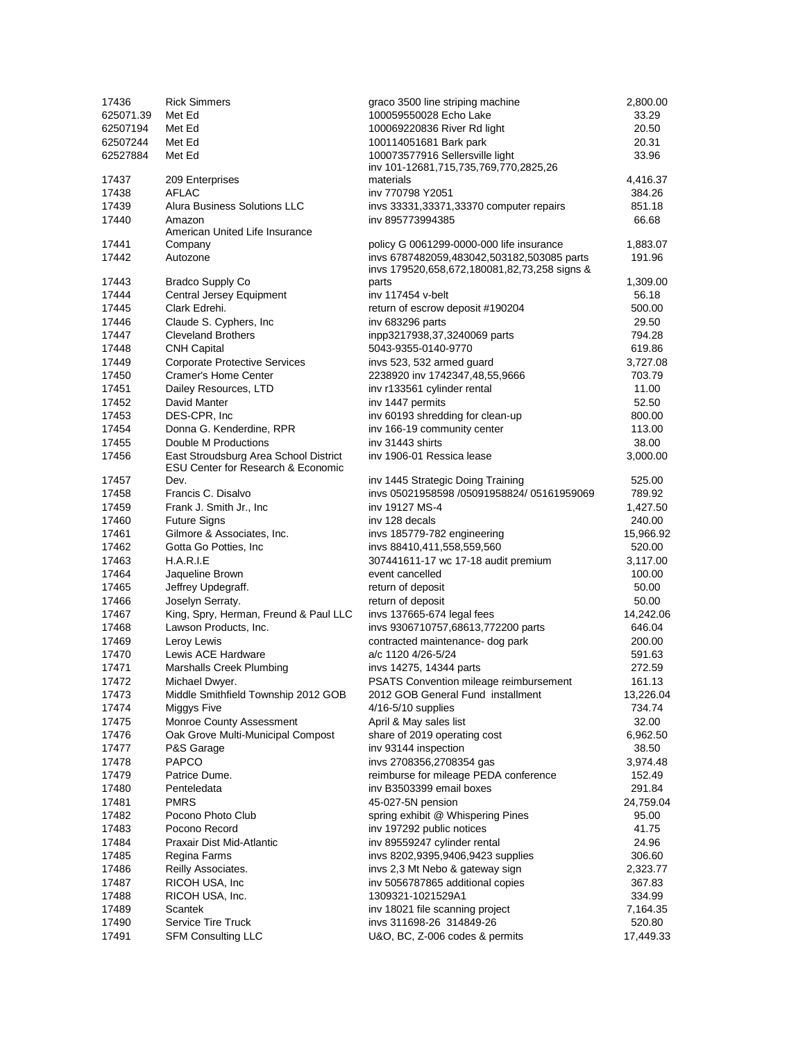| | | | |
|---|---|---|---|
| 17436 | Rick Simmers | graco 3500 line striping machine | 2,800.00 |
| 625071.39 | Met Ed | 100059550028 Echo Lake | 33.29 |
| 62507194 | Met Ed | 100069220836 River Rd light | 20.50 |
| 62507244 | Met Ed | 100114051681 Bark park | 20.31 |
| 62527884 | Met Ed | 100073577916 Sellersville light | 33.96 |
| 17437 | 209 Enterprises | inv 101-12681,715,735,769,770,2825,26 materials | 4,416.37 |
| 17438 | AFLAC | inv 770798 Y2051 | 384.26 |
| 17439 | Alura Business Solutions LLC | invs 33331,33371,33370 computer repairs | 851.18 |
| 17440 | Amazon | inv 895773994385 | 66.68 |
| 17441 | American United Life Insurance Company | policy G 0061299-0000-000 life insurance | 1,883.07 |
| 17442 | Autozone | invs 6787482059,483042,503182,503085 parts | 191.96 |
| 17443 | Bradco Supply Co | invs 179520,658,672,180081,82,73,258 signs & parts | 1,309.00 |
| 17444 | Central Jersey Equipment | inv 117454 v-belt | 56.18 |
| 17445 | Clark Edrehi. | return of escrow deposit #190204 | 500.00 |
| 17446 | Claude S. Cyphers, Inc | inv 683296 parts | 29.50 |
| 17447 | Cleveland Brothers | inpp3217938,37,3240069 parts | 794.28 |
| 17448 | CNH Capital | 5043-9355-0140-9770 | 619.86 |
| 17449 | Corporate Protective Services | invs 523, 532 armed guard | 3,727.08 |
| 17450 | Cramer's Home Center | 2238920 inv 1742347,48,55,9666 | 703.79 |
| 17451 | Dailey Resources, LTD | inv r133561 cylinder rental | 11.00 |
| 17452 | David Manter | inv 1447 permits | 52.50 |
| 17453 | DES-CPR, Inc | inv 60193 shredding for clean-up | 800.00 |
| 17454 | Donna G. Kenderdine, RPR | inv 166-19 community center | 113.00 |
| 17455 | Double M Productions | inv 31443 shirts | 38.00 |
| 17456 | East Stroudsburg Area School District | inv 1906-01 Ressica lease | 3,000.00 |
| 17457 | ESU Center for Research & Economic Dev. | inv 1445 Strategic Doing Training | 525.00 |
| 17458 | Francis C. Disalvo | invs 05021958598 /05091958824/ 05161959069 | 789.92 |
| 17459 | Frank J. Smith Jr., Inc | inv 19127 MS-4 | 1,427.50 |
| 17460 | Future Signs | inv 128 decals | 240.00 |
| 17461 | Gilmore & Associates, Inc. | invs 185779-782 engineering | 15,966.92 |
| 17462 | Gotta Go Potties, Inc | invs 88410,411,558,559,560 | 520.00 |
| 17463 | H.A.R.I.E | 307441611-17 wc 17-18 audit premium | 3,117.00 |
| 17464 | Jaqueline Brown | event cancelled | 100.00 |
| 17465 | Jeffrey Updegraff. | return of deposit | 50.00 |
| 17466 | Joselyn Serraty. | return of deposit | 50.00 |
| 17467 | King, Spry, Herman, Freund & Paul LLC | invs 137665-674 legal fees | 14,242.06 |
| 17468 | Lawson Products, Inc. | invs 9306710757,68613,772200 parts | 646.04 |
| 17469 | Leroy Lewis | contracted maintenance- dog park | 200.00 |
| 17470 | Lewis ACE Hardware | a/c 1120 4/26-5/24 | 591.63 |
| 17471 | Marshalls Creek Plumbing | invs 14275, 14344 parts | 272.59 |
| 17472 | Michael Dwyer. | PSATS Convention mileage reimbursement | 161.13 |
| 17473 | Middle Smithfield Township 2012 GOB | 2012 GOB General Fund installment | 13,226.04 |
| 17474 | Miggys Five | 4/16-5/10 supplies | 734.74 |
| 17475 | Monroe County Assessment | April & May sales list | 32.00 |
| 17476 | Oak Grove Multi-Municipal Compost | share of 2019 operating cost | 6,962.50 |
| 17477 | P&S Garage | inv 93144 inspection | 38.50 |
| 17478 | PAPCO | invs 2708356,2708354 gas | 3,974.48 |
| 17479 | Patrice Dume. | reimburse for mileage PEDA conference | 152.49 |
| 17480 | Penteledata | inv B3503399 email boxes | 291.84 |
| 17481 | PMRS | 45-027-5N pension | 24,759.04 |
| 17482 | Pocono Photo Club | spring exhibit @ Whispering Pines | 95.00 |
| 17483 | Pocono Record | inv 197292 public notices | 41.75 |
| 17484 | Praxair Dist Mid-Atlantic | inv 89559247 cylinder rental | 24.96 |
| 17485 | Regina Farms | invs 8202,9395,9406,9423 supplies | 306.60 |
| 17486 | Reilly Associates. | invs 2,3 Mt Nebo & gateway sign | 2,323.77 |
| 17487 | RICOH USA, Inc | inv 5056787865 additional copies | 367.83 |
| 17488 | RICOH USA, Inc. | 1309321-1021529A1 | 334.99 |
| 17489 | Scantek | inv 18021 file scanning project | 7,164.35 |
| 17490 | Service Tire Truck | invs 311698-26 314849-26 | 520.80 |
| 17491 | SFM Consulting LLC | U&O, BC, Z-006 codes & permits | 17,449.33 |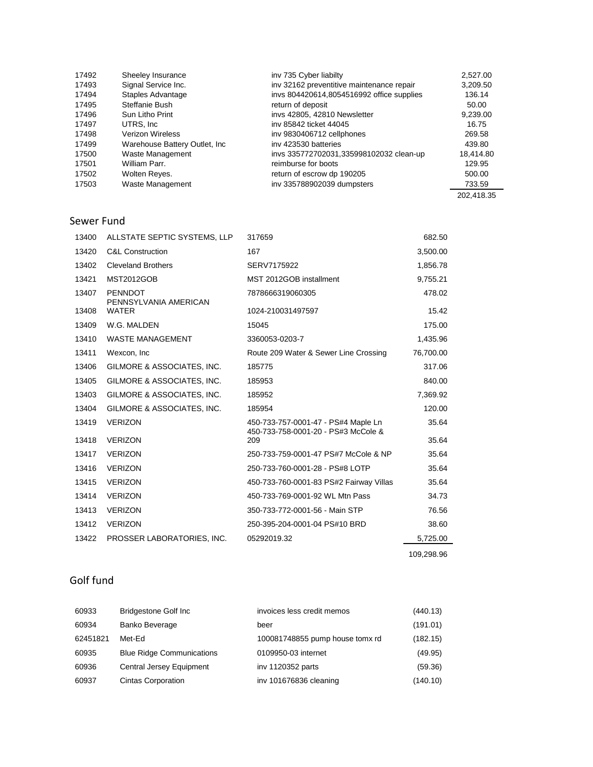| | | | |
|---|---|---|---|
| 17492 | Sheeley Insurance | inv 735 Cyber liabilty | 2,527.00 |
| 17493 | Signal Service Inc. | inv 32162 preventitive maintenance repair | 3,209.50 |
| 17494 | Staples Advantage | invs 804420614,8054516992 office supplies | 136.14 |
| 17495 | Steffanie Bush | return of deposit | 50.00 |
| 17496 | Sun Litho Print | invs 42805, 42810 Newsletter | 9,239.00 |
| 17497 | UTRS, Inc | inv 85842 ticket 44045 | 16.75 |
| 17498 | Verizon Wireless | inv 9830406712 cellphones | 269.58 |
| 17499 | Warehouse Battery Outlet, Inc | inv 423530 batteries | 439.80 |
| 17500 | Waste Management | invs 335772702031,335998102032 clean-up | 18,414.80 |
| 17501 | William Parr. | reimburse for boots | 129.95 |
| 17502 | Wolten Reyes. | return of escrow dp 190205 | 500.00 |
| 17503 | Waste Management | inv 335788902039 dumpsters | 733.59 |
| | | | 202,418.35 |

## Sewer Fund

| | | | |
|---|---|---|---|
| 13400 | ALLSTATE SEPTIC SYSTEMS, LLP | 317659 | 682.50 |
| 13420 | C&L Construction | 167 | 3,500.00 |
| 13402 | Cleveland Brothers | SERV7175922 | 1,856.78 |
| 13421 | MST2012GOB | MST 2012GOB installment | 9,755.21 |
| 13407 | PENNDOT | 7878666319060305 | 478.02 |
| 13408 | PENNSYLVANIA AMERICAN WATER | 1024-210031497597 | 15.42 |
| 13409 | W.G. MALDEN | 15045 | 175.00 |
| 13410 | WASTE MANAGEMENT | 3360053-0203-7 | 1,435.96 |
| 13411 | Wexcon, Inc | Route 209 Water & Sewer Line Crossing | 76,700.00 |
| 13406 | GILMORE & ASSOCIATES, INC. | 185775 | 317.06 |
| 13405 | GILMORE & ASSOCIATES, INC. | 185953 | 840.00 |
| 13403 | GILMORE & ASSOCIATES, INC. | 185952 | 7,369.92 |
| 13404 | GILMORE & ASSOCIATES, INC. | 185954 | 120.00 |
| 13419 | VERIZON | 450-733-757-0001-47 - PS#4 Maple Ln | 35.64 |
| 13418 | VERIZON | 450-733-758-0001-20 - PS#3 McCole & 209 | 35.64 |
| 13417 | VERIZON | 250-733-759-0001-47 PS#7 McCole & NP | 35.64 |
| 13416 | VERIZON | 250-733-760-0001-28 - PS#8 LOTP | 35.64 |
| 13415 | VERIZON | 450-733-760-0001-83 PS#2 Fairway Villas | 35.64 |
| 13414 | VERIZON | 450-733-769-0001-92 WL Mtn Pass | 34.73 |
| 13413 | VERIZON | 350-733-772-0001-56 - Main STP | 76.56 |
| 13412 | VERIZON | 250-395-204-0001-04 PS#10 BRD | 38.60 |
| 13422 | PROSSER LABORATORIES, INC. | 05292019.32 | 5,725.00 |
| | | | 109,298.96 |

## Golf fund

| | | | |
|---|---|---|---|
| 60933 | Bridgestone Golf Inc | invoices less credit memos | (440.13) |
| 60934 | Banko Beverage | beer | (191.01) |
| 62451821 | Met-Ed | 100081748855 pump house tomx rd | (182.15) |
| 60935 | Blue Ridge Communications | 0109950-03 internet | (49.95) |
| 60936 | Central Jersey Equipment | inv 1120352 parts | (59.36) |
| 60937 | Cintas Corporation | inv 101676836 cleaning | (140.10) |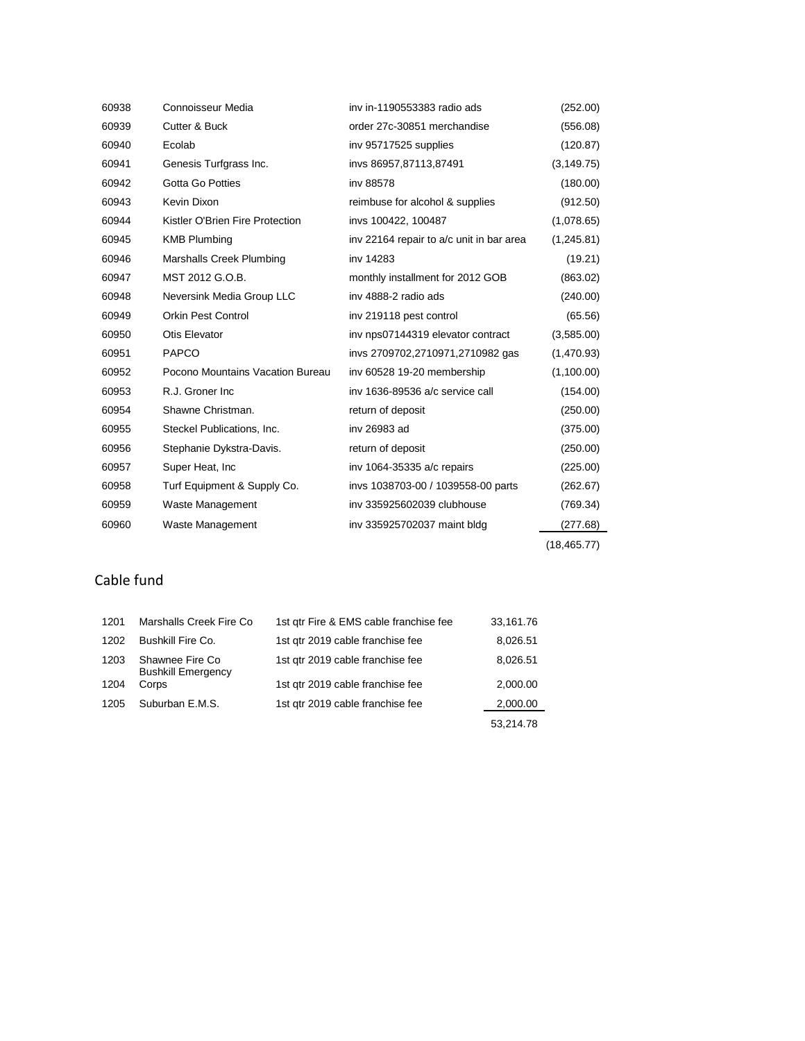| | | | |
|---|---|---|---|
| 60938 | Connoisseur Media | inv in-1190553383 radio ads | (252.00) |
| 60939 | Cutter & Buck | order 27c-30851 merchandise | (556.08) |
| 60940 | Ecolab | inv 95717525 supplies | (120.87) |
| 60941 | Genesis Turfgrass Inc. | invs 86957,87113,87491 | (3,149.75) |
| 60942 | Gotta Go Potties | inv 88578 | (180.00) |
| 60943 | Kevin Dixon | reimbuse for alcohol & supplies | (912.50) |
| 60944 | Kistler O'Brien Fire Protection | invs 100422, 100487 | (1,078.65) |
| 60945 | KMB Plumbing | inv 22164 repair to a/c unit in bar area | (1,245.81) |
| 60946 | Marshalls Creek Plumbing | inv 14283 | (19.21) |
| 60947 | MST 2012 G.O.B. | monthly installment for 2012 GOB | (863.02) |
| 60948 | Neversink Media Group LLC | inv 4888-2 radio ads | (240.00) |
| 60949 | Orkin Pest Control | inv 219118 pest control | (65.56) |
| 60950 | Otis Elevator | inv nps07144319 elevator contract | (3,585.00) |
| 60951 | PAPCO | invs 2709702,2710971,2710982 gas | (1,470.93) |
| 60952 | Pocono Mountains Vacation Bureau | inv 60528 19-20 membership | (1,100.00) |
| 60953 | R.J. Groner Inc | inv 1636-89536 a/c service call | (154.00) |
| 60954 | Shawne Christman. | return of deposit | (250.00) |
| 60955 | Steckel Publications, Inc. | inv 26983 ad | (375.00) |
| 60956 | Stephanie Dykstra-Davis. | return of deposit | (250.00) |
| 60957 | Super Heat, Inc | inv 1064-35335 a/c repairs | (225.00) |
| 60958 | Turf Equipment & Supply Co. | invs 1038703-00 / 1039558-00 parts | (262.67) |
| 60959 | Waste Management | inv 335925602039 clubhouse | (769.34) |
| 60960 | Waste Management | inv 335925702037 maint bldg | (277.68) |
| | | | (18,465.77) |

## Cable fund

| | | | |
|---|---|---|---|
| 1201 | Marshalls Creek Fire Co | 1st qtr Fire & EMS cable franchise fee | 33,161.76 |
| 1202 | Bushkill Fire Co. | 1st qtr 2019 cable franchise fee | 8,026.51 |
| 1203 | Shawnee Fire Co | 1st qtr 2019 cable franchise fee | 8,026.51 |
| 1204 | Bushkill Emergency Corps | 1st qtr 2019 cable franchise fee | 2,000.00 |
| 1205 | Suburban E.M.S. | 1st qtr 2019 cable franchise fee | 2,000.00 |
| | | | 53,214.78 |